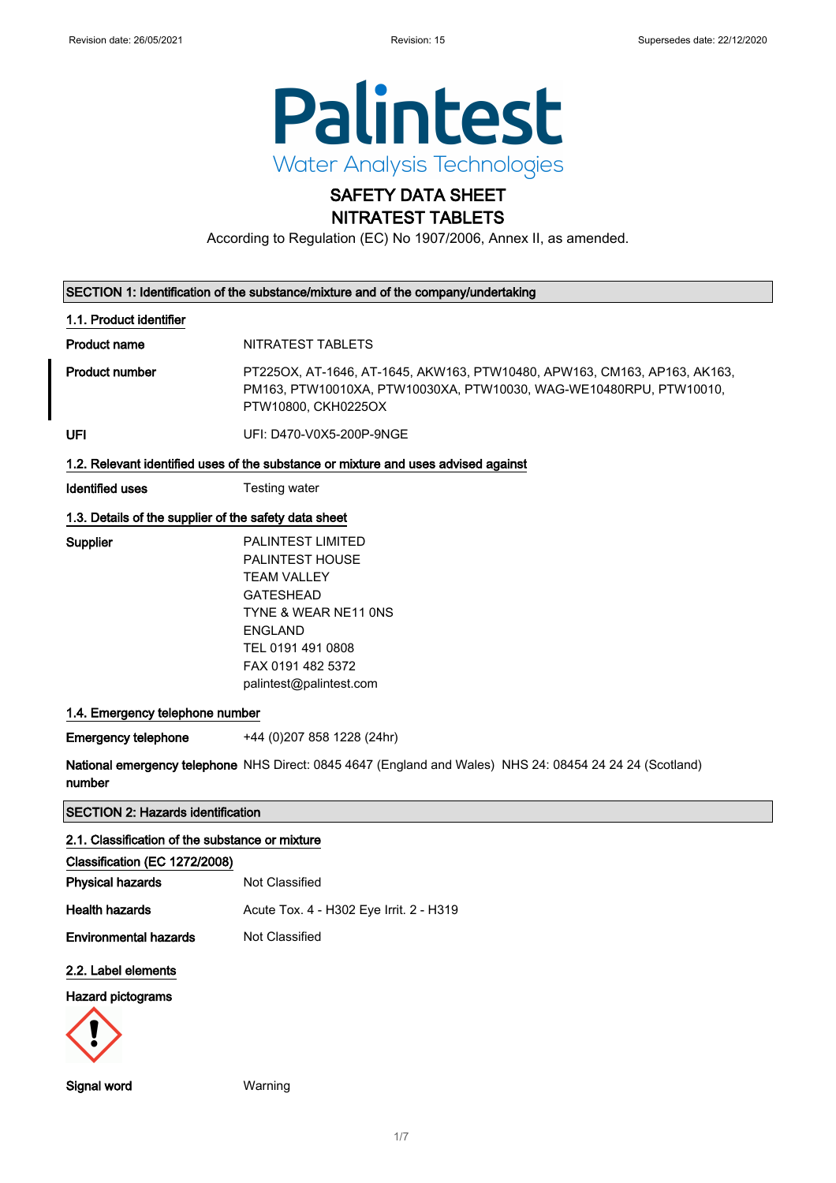Revision date: 26/05/2021 Revision: 15 Supersedes date: 22/12/2020

Palintest
Water Analysis Technologies

# SAFETY DATA SHEET
# NITRATEST TABLETS

According to Regulation (EC) No 1907/2006, Annex II, as amended.

## SECTION 1: Identification of the substance/mixture and of the company/undertaking

### 1.1. Product identifier

**Product name** NITRATEST TABLETS

**Product number** PT225OX, AT-1646, AT-1645, AKW163, PTW10480, APW163, CM163, AP163, AK163, PM163, PTW10010XA, PTW10030XA, PTW10030, WAG-WE10480RPU, PTW10010, PTW10800, CKH0225OX

**UFI** UFI: D470-V0X5-200P-9NGE

### 1.2. Relevant identified uses of the substance or mixture and uses advised against

**Identified uses** Testing water

### 1.3. Details of the supplier of the safety data sheet

**Supplier**
PALINTEST LIMITED
PALINTEST HOUSE
TEAM VALLEY
GATESHEAD
TYNE & WEAR NE11 0NS
ENGLAND
TEL 0191 491 0808
FAX 0191 482 5372
palintest@palintest.com

### 1.4. Emergency telephone number

**Emergency telephone** +44 (0)207 858 1228 (24hr)

**National emergency telephone number** NHS Direct: 0845 4647 (England and Wales) NHS 24: 08454 24 24 24 (Scotland)

## SECTION 2: Hazards identification

### 2.1. Classification of the substance or mixture

**Classification (EC 1272/2008)**

**Physical hazards** Not Classified

**Health hazards** Acute Tox. 4 - H302 Eye Irrit. 2 - H319

**Environmental hazards** Not Classified

### 2.2. Label elements

**Hazard pictograms**

**Signal word** Warning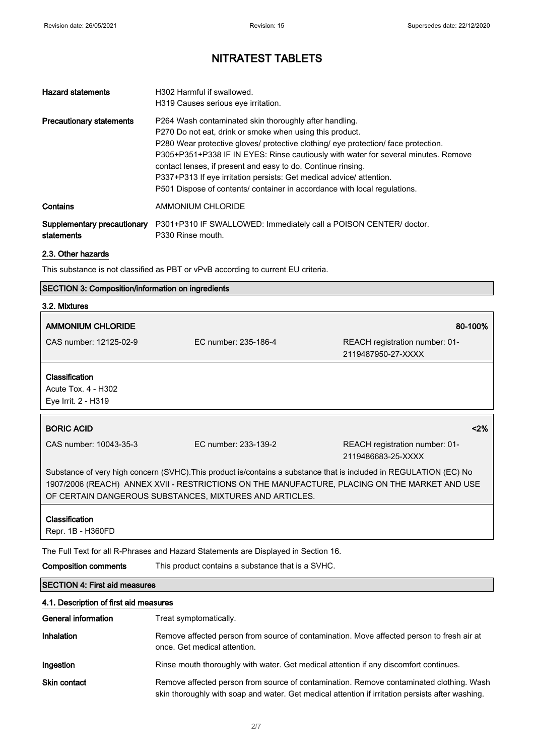# NITRATEST TABLETS

| | |
|---|---|
| **Hazard statements** | H302 Harmful if swallowed.<br>H319 Causes serious eye irritation. |
| **Precautionary statements** | P264 Wash contaminated skin thoroughly after handling.<br>P270 Do not eat, drink or smoke when using this product.<br>P280 Wear protective gloves/ protective clothing/ eye protection/ face protection.<br>P305+P351+P338 IF IN EYES: Rinse cautiously with water for several minutes. Remove contact lenses, if present and easy to do. Continue rinsing.<br>P337+P313 If eye irritation persists: Get medical advice/ attention.<br>P501 Dispose of contents/ container in accordance with local regulations. |
| **Contains** | AMMONIUM CHLORIDE |
| **Supplementary precautionary statements** | P301+P310 IF SWALLOWED: Immediately call a POISON CENTER/ doctor.<br>P330 Rinse mouth. |

## 2.3. Other hazards

This substance is not classified as PBT or vPvB according to current EU criteria.

## SECTION 3: Composition/information on ingredients

### 3.2. Mixtures

**AMMONIUM CHLORIDE** — 80-100%

CAS number: 12125-02-9 | EC number: 235-186-4 | REACH registration number: 01-2119487950-27-XXXX

**Classification**
Acute Tox. 4 - H302
Eye Irrit. 2 - H319

**BORIC ACID** — <2%

CAS number: 10043-35-3 | EC number: 233-139-2 | REACH registration number: 01-2119486683-25-XXXX

Substance of very high concern (SVHC).This product is/contains a substance that is included in REGULATION (EC) No 1907/2006 (REACH) ANNEX XVII - RESTRICTIONS ON THE MANUFACTURE, PLACING ON THE MARKET AND USE OF CERTAIN DANGEROUS SUBSTANCES, MIXTURES AND ARTICLES.

**Classification**
Repr. 1B - H360FD

The Full Text for all R-Phrases and Hazard Statements are Displayed in Section 16.

**Composition comments** This product contains a substance that is a SVHC.

## SECTION 4: First aid measures

### 4.1. Description of first aid measures

| | |
|---|---|
| **General information** | Treat symptomatically. |
| **Inhalation** | Remove affected person from source of contamination. Move affected person to fresh air at once. Get medical attention. |
| **Ingestion** | Rinse mouth thoroughly with water. Get medical attention if any discomfort continues. |
| **Skin contact** | Remove affected person from source of contamination. Remove contaminated clothing. Wash skin thoroughly with soap and water. Get medical attention if irritation persists after washing. |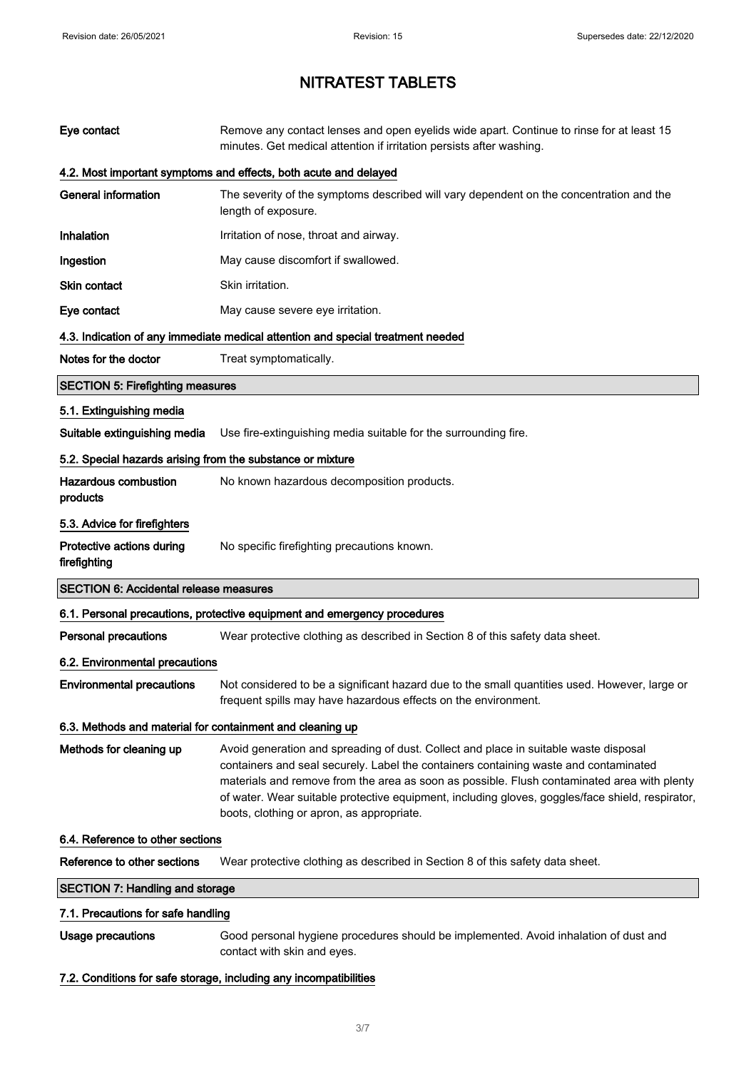# NITRATEST TABLETS

| | |
|---|---|
| **Eye contact** | Remove any contact lenses and open eyelids wide apart. Continue to rinse for at least 15 minutes. Get medical attention if irritation persists after washing. |

### 4.2. Most important symptoms and effects, both acute and delayed

| | |
|---|---|
| **General information** | The severity of the symptoms described will vary dependent on the concentration and the length of exposure. |
| **Inhalation** | Irritation of nose, throat and airway. |
| **Ingestion** | May cause discomfort if swallowed. |
| **Skin contact** | Skin irritation. |
| **Eye contact** | May cause severe eye irritation. |

### 4.3. Indication of any immediate medical attention and special treatment needed

| | |
|---|---|
| **Notes for the doctor** | Treat symptomatically. |

## SECTION 5: Firefighting measures

### 5.1. Extinguishing media

| | |
|---|---|
| **Suitable extinguishing media** | Use fire-extinguishing media suitable for the surrounding fire. |

### 5.2. Special hazards arising from the substance or mixture

| | |
|---|---|
| **Hazardous combustion products** | No known hazardous decomposition products. |

### 5.3. Advice for firefighters

| | |
|---|---|
| **Protective actions during firefighting** | No specific firefighting precautions known. |

## SECTION 6: Accidental release measures

### 6.1. Personal precautions, protective equipment and emergency procedures

| | |
|---|---|
| **Personal precautions** | Wear protective clothing as described in Section 8 of this safety data sheet. |

### 6.2. Environmental precautions

| | |
|---|---|
| **Environmental precautions** | Not considered to be a significant hazard due to the small quantities used. However, large or frequent spills may have hazardous effects on the environment. |

### 6.3. Methods and material for containment and cleaning up

| | |
|---|---|
| **Methods for cleaning up** | Avoid generation and spreading of dust. Collect and place in suitable waste disposal containers and seal securely. Label the containers containing waste and contaminated materials and remove from the area as soon as possible. Flush contaminated area with plenty of water. Wear suitable protective equipment, including gloves, goggles/face shield, respirator, boots, clothing or apron, as appropriate. |

### 6.4. Reference to other sections

| | |
|---|---|
| **Reference to other sections** | Wear protective clothing as described in Section 8 of this safety data sheet. |

## SECTION 7: Handling and storage

### 7.1. Precautions for safe handling

| | |
|---|---|
| **Usage precautions** | Good personal hygiene procedures should be implemented. Avoid inhalation of dust and contact with skin and eyes. |

### 7.2. Conditions for safe storage, including any incompatibilities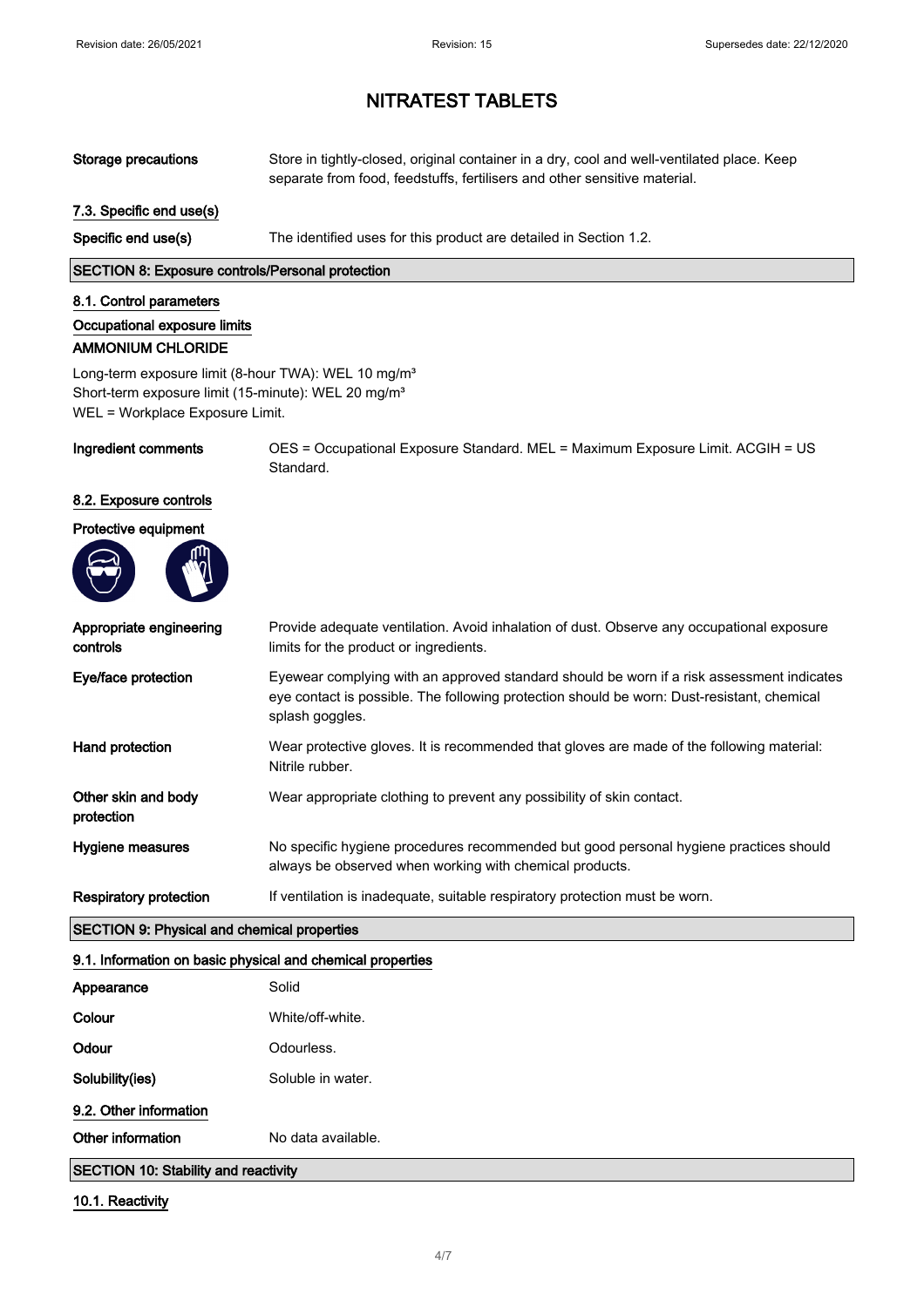# NITRATEST TABLETS

| | |
|---|---|
| **Storage precautions** | Store in tightly-closed, original container in a dry, cool and well-ventilated place. Keep separate from food, feedstuffs, fertilisers and other sensitive material. |

### 7.3. Specific end use(s)

| | |
|---|---|
| **Specific end use(s)** | The identified uses for this product are detailed in Section 1.2. |

## SECTION 8: Exposure controls/Personal protection

### 8.1. Control parameters

#### Occupational exposure limits

**AMMONIUM CHLORIDE**

Long-term exposure limit (8-hour TWA): WEL 10 mg/m³
Short-term exposure limit (15-minute): WEL 20 mg/m³
WEL = Workplace Exposure Limit.

| | |
|---|---|
| **Ingredient comments** | OES = Occupational Exposure Standard. MEL = Maximum Exposure Limit. ACGIH = US Standard. |

### 8.2. Exposure controls

#### Protective equipment

| | |
|---|---|
| **Appropriate engineering controls** | Provide adequate ventilation. Avoid inhalation of dust. Observe any occupational exposure limits for the product or ingredients. |
| **Eye/face protection** | Eyewear complying with an approved standard should be worn if a risk assessment indicates eye contact is possible. The following protection should be worn: Dust-resistant, chemical splash goggles. |
| **Hand protection** | Wear protective gloves. It is recommended that gloves are made of the following material: Nitrile rubber. |
| **Other skin and body protection** | Wear appropriate clothing to prevent any possibility of skin contact. |
| **Hygiene measures** | No specific hygiene procedures recommended but good personal hygiene practices should always be observed when working with chemical products. |
| **Respiratory protection** | If ventilation is inadequate, suitable respiratory protection must be worn. |

## SECTION 9: Physical and chemical properties

### 9.1. Information on basic physical and chemical properties

| | |
|---|---|
| **Appearance** | Solid |
| **Colour** | White/off-white. |
| **Odour** | Odourless. |
| **Solubility(ies)** | Soluble in water. |

### 9.2. Other information

| | |
|---|---|
| **Other information** | No data available. |

## SECTION 10: Stability and reactivity

### 10.1. Reactivity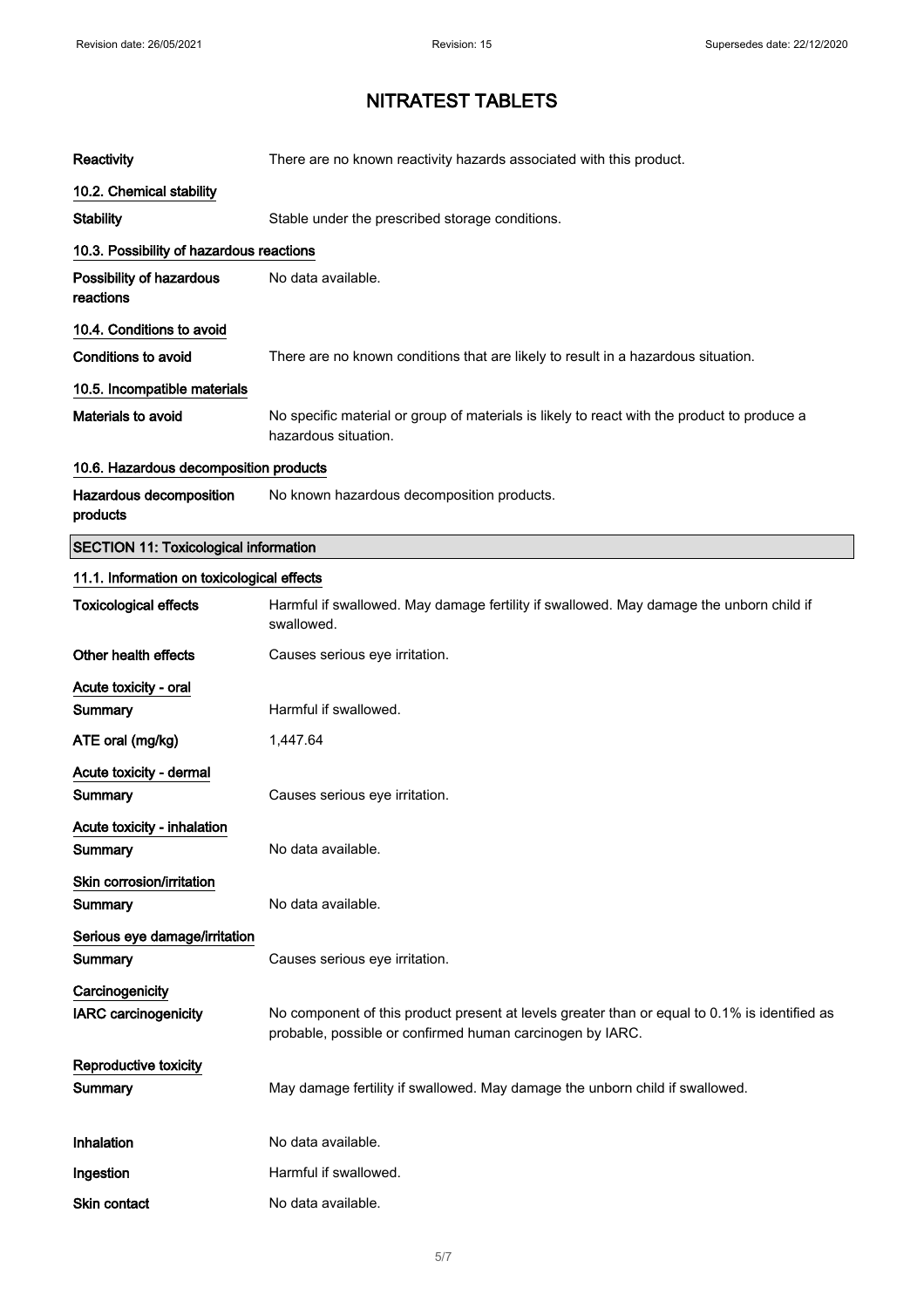| | |
|---|---|
| **Reactivity** | There are no known reactivity hazards associated with this product. |

### 10.2. Chemical stability

| | |
|---|---|
| **Stability** | Stable under the prescribed storage conditions. |

### 10.3. Possibility of hazardous reactions

| | |
|---|---|
| **Possibility of hazardous reactions** | No data available. |

### 10.4. Conditions to avoid

| | |
|---|---|
| **Conditions to avoid** | There are no known conditions that are likely to result in a hazardous situation. |

### 10.5. Incompatible materials

| | |
|---|---|
| **Materials to avoid** | No specific material or group of materials is likely to react with the product to produce a hazardous situation. |

### 10.6. Hazardous decomposition products

| | |
|---|---|
| **Hazardous decomposition products** | No known hazardous decomposition products. |

## SECTION 11: Toxicological information

### 11.1. Information on toxicological effects

| | |
|---|---|
| **Toxicological effects** | Harmful if swallowed. May damage fertility if swallowed. May damage the unborn child if swallowed. |
| **Other health effects** | Causes serious eye irritation. |

**Acute toxicity - oral**

| | |
|---|---|
| **Summary** | Harmful if swallowed. |
| **ATE oral (mg/kg)** | 1,447.64 |

**Acute toxicity - dermal**

| | |
|---|---|
| **Summary** | Causes serious eye irritation. |

**Acute toxicity - inhalation**

| | |
|---|---|
| **Summary** | No data available. |

**Skin corrosion/irritation**

| | |
|---|---|
| **Summary** | No data available. |

**Serious eye damage/irritation**

| | |
|---|---|
| **Summary** | Causes serious eye irritation. |

**Carcinogenicity**

| | |
|---|---|
| **IARC carcinogenicity** | No component of this product present at levels greater than or equal to 0.1% is identified as probable, possible or confirmed human carcinogen by IARC. |

**Reproductive toxicity**

| | |
|---|---|
| **Summary** | May damage fertility if swallowed. May damage the unborn child if swallowed. |

| | |
|---|---|
| **Inhalation** | No data available. |
| **Ingestion** | Harmful if swallowed. |
| **Skin contact** | No data available. |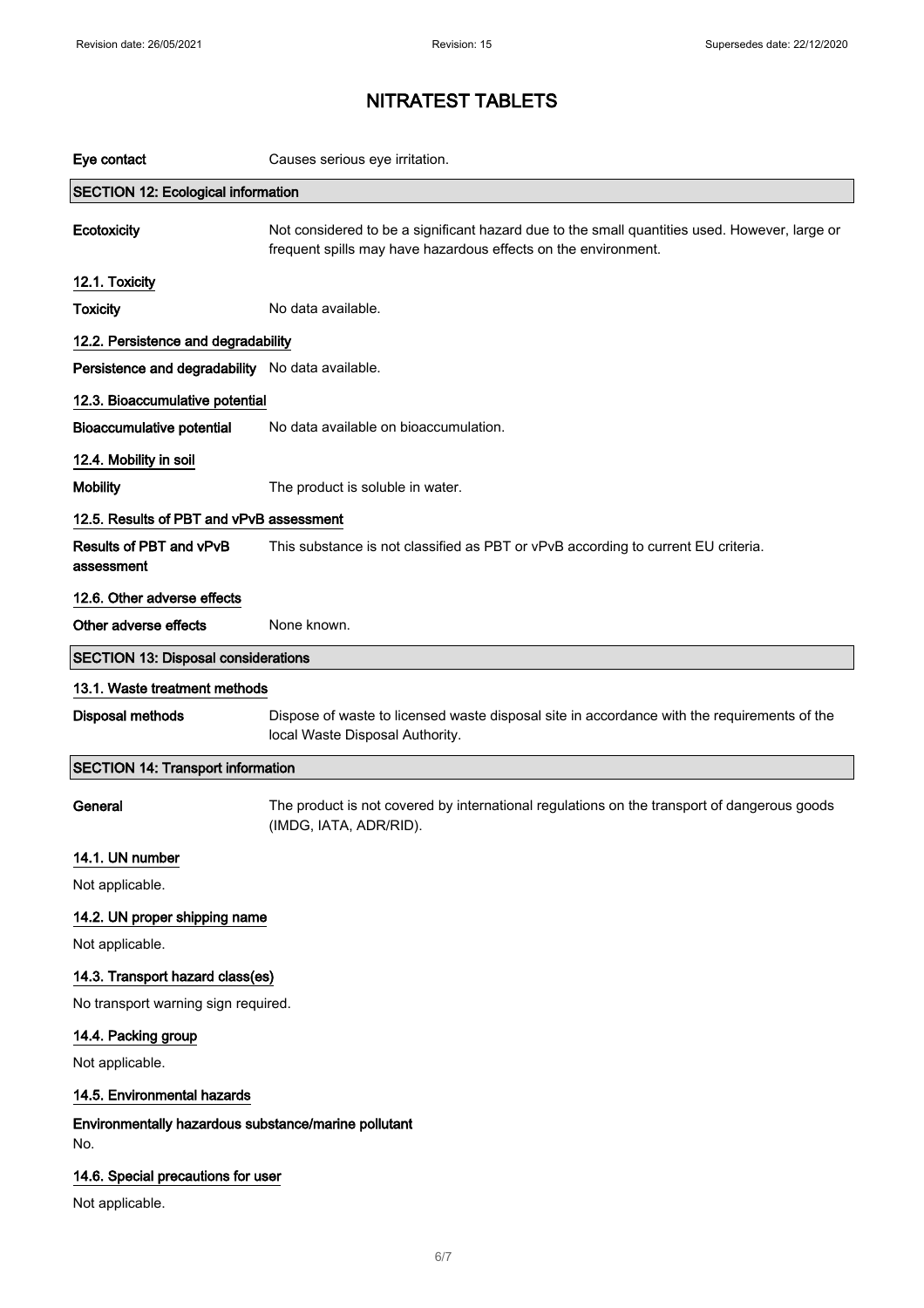# NITRATEST TABLETS

**Eye contact** Causes serious eye irritation.

## SECTION 12: Ecological information

**Ecotoxicity** Not considered to be a significant hazard due to the small quantities used. However, large or frequent spills may have hazardous effects on the environment.

### 12.1. Toxicity

**Toxicity** No data available.

### 12.2. Persistence and degradability

**Persistence and degradability** No data available.

### 12.3. Bioaccumulative potential

**Bioaccumulative potential** No data available on bioaccumulation.

### 12.4. Mobility in soil

**Mobility** The product is soluble in water.

### 12.5. Results of PBT and vPvB assessment

**Results of PBT and vPvB assessment** This substance is not classified as PBT or vPvB according to current EU criteria.

### 12.6. Other adverse effects

**Other adverse effects** None known.

## SECTION 13: Disposal considerations

### 13.1. Waste treatment methods

**Disposal methods** Dispose of waste to licensed waste disposal site in accordance with the requirements of the local Waste Disposal Authority.

## SECTION 14: Transport information

**General** The product is not covered by international regulations on the transport of dangerous goods (IMDG, IATA, ADR/RID).

### 14.1. UN number

Not applicable.

### 14.2. UN proper shipping name

Not applicable.

### 14.3. Transport hazard class(es)

No transport warning sign required.

### 14.4. Packing group

Not applicable.

### 14.5. Environmental hazards

**Environmentally hazardous substance/marine pollutant**

No.

### 14.6. Special precautions for user

Not applicable.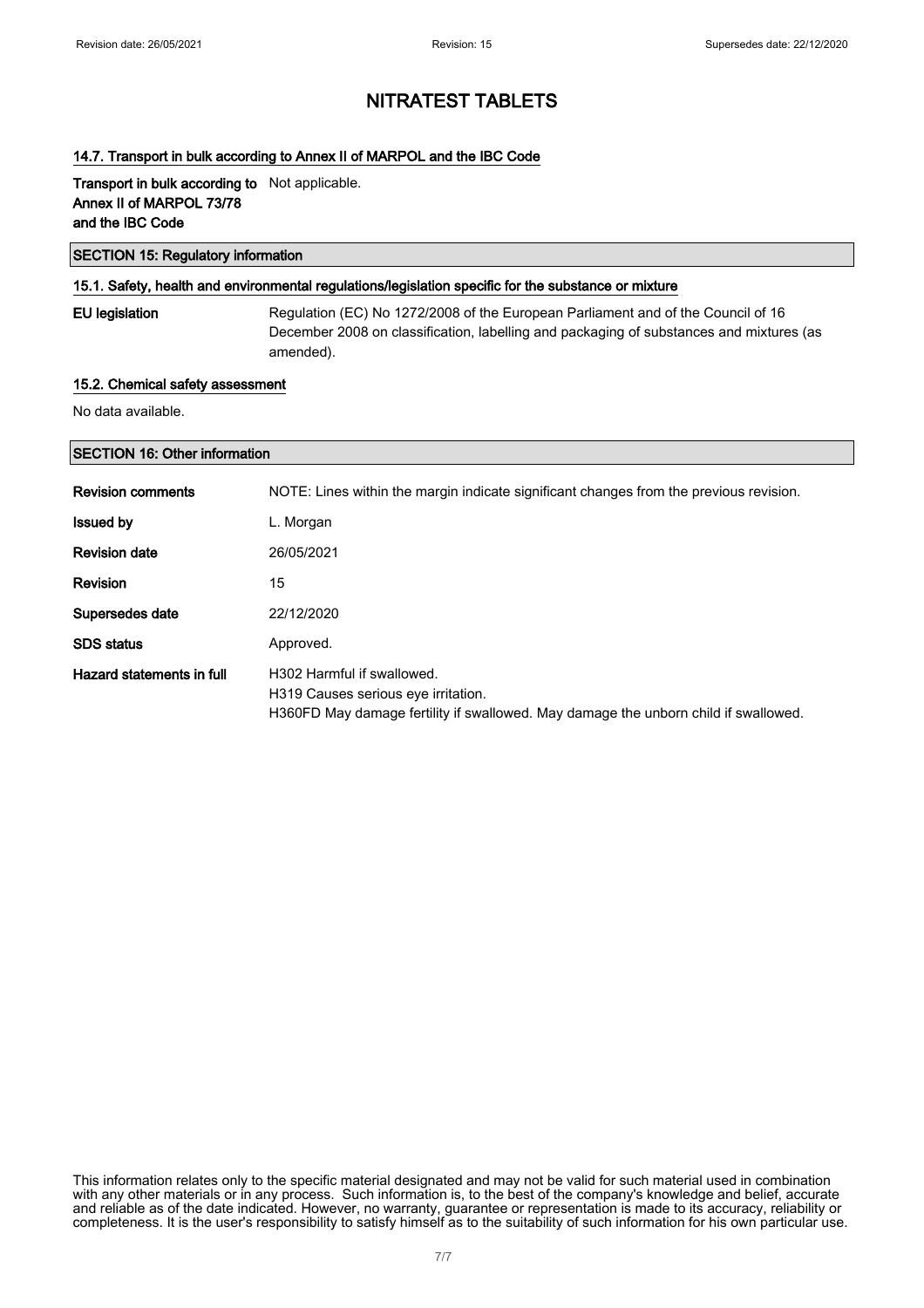# NITRATEST TABLETS

### 14.7. Transport in bulk according to Annex II of MARPOL and the IBC Code

| | |
|---|---|
| **Transport in bulk according to Annex II of MARPOL 73/78 and the IBC Code** | Not applicable. |

## SECTION 15: Regulatory information

### 15.1. Safety, health and environmental regulations/legislation specific for the substance or mixture

| | |
|---|---|
| **EU legislation** | Regulation (EC) No 1272/2008 of the European Parliament and of the Council of 16 December 2008 on classification, labelling and packaging of substances and mixtures (as amended). |

### 15.2. Chemical safety assessment

No data available.

## SECTION 16: Other information

| | |
|---|---|
| **Revision comments** | NOTE: Lines within the margin indicate significant changes from the previous revision. |
| **Issued by** | L. Morgan |
| **Revision date** | 26/05/2021 |
| **Revision** | 15 |
| **Supersedes date** | 22/12/2020 |
| **SDS status** | Approved. |
| **Hazard statements in full** | H302 Harmful if swallowed.<br>H319 Causes serious eye irritation.<br>H360FD May damage fertility if swallowed. May damage the unborn child if swallowed. |

This information relates only to the specific material designated and may not be valid for such material used in combination with any other materials or in any process. Such information is, to the best of the company's knowledge and belief, accurate and reliable as of the date indicated. However, no warranty, guarantee or representation is made to its accuracy, reliability or completeness. It is the user's responsibility to satisfy himself as to the suitability of such information for his own particular use.